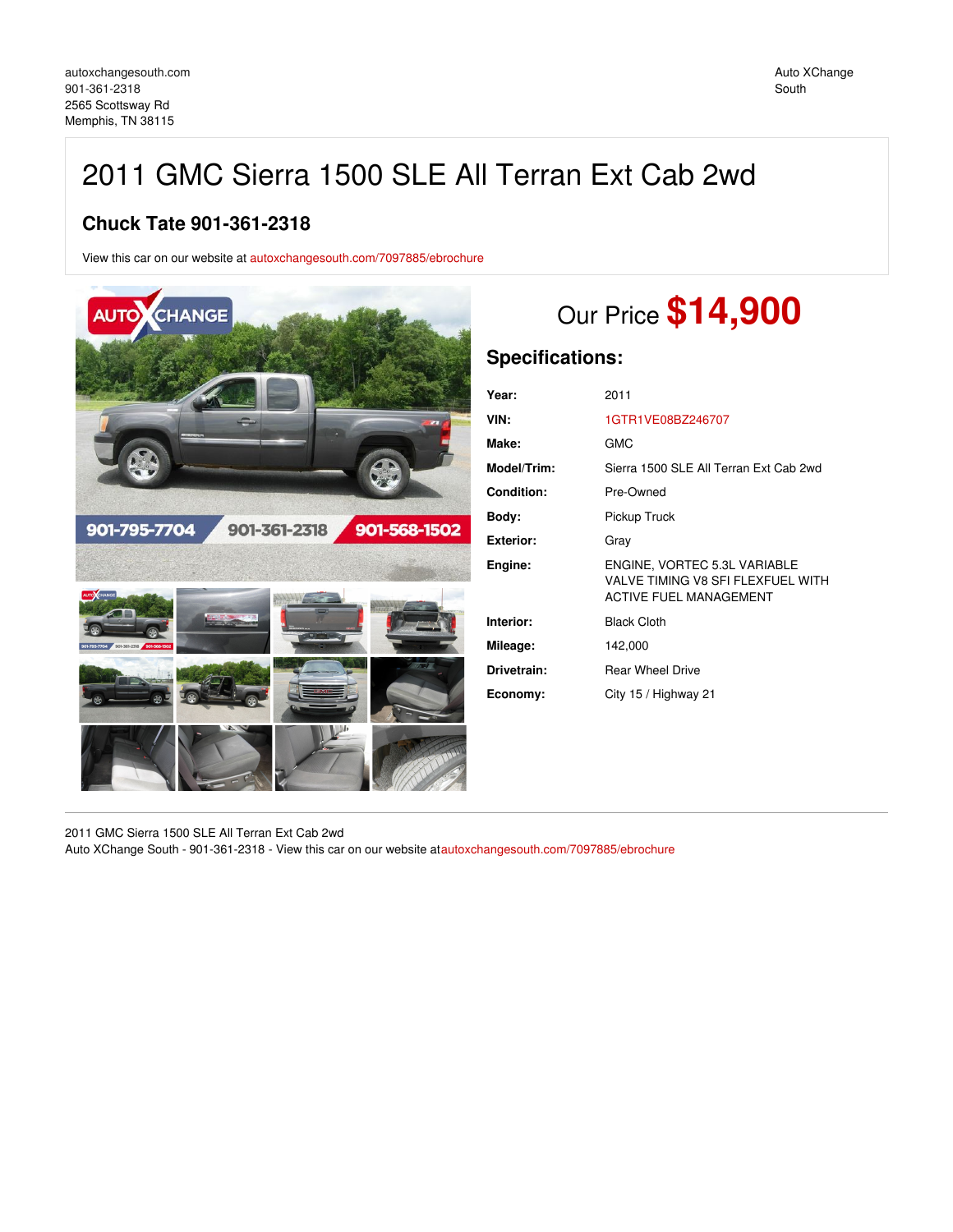autoxchangesouth.com
901-361-2318
2565 Scottsway Rd
Memphis, TN 38115

Auto XChange South

# 2011 GMC Sierra 1500 SLE All Terran Ext Cab 2wd

## Chuck Tate 901-361-2318

View this car on our website at autoxchangesouth.com/7097885/ebrochure

Our Price **$14,900**

## Specifications:

| | |
|---|---|
| **Year:** | 2011 |
| **VIN:** | 1GTR1VE08BZ246707 |
| **Make:** | GMC |
| **Model/Trim:** | Sierra 1500 SLE All Terran Ext Cab 2wd |
| **Condition:** | Pre-Owned |
| **Body:** | Pickup Truck |
| **Exterior:** | Gray |
| **Engine:** | ENGINE, VORTEC 5.3L VARIABLE VALVE TIMING V8 SFI FLEXFUEL WITH ACTIVE FUEL MANAGEMENT |
| **Interior:** | Black Cloth |
| **Mileage:** | 142,000 |
| **Drivetrain:** | Rear Wheel Drive |
| **Economy:** | City 15 / Highway 21 |

2011 GMC Sierra 1500 SLE All Terran Ext Cab 2wd
Auto XChange South - 901-361-2318 - View this car on our website atautoxchangesouth.com/7097885/ebrochure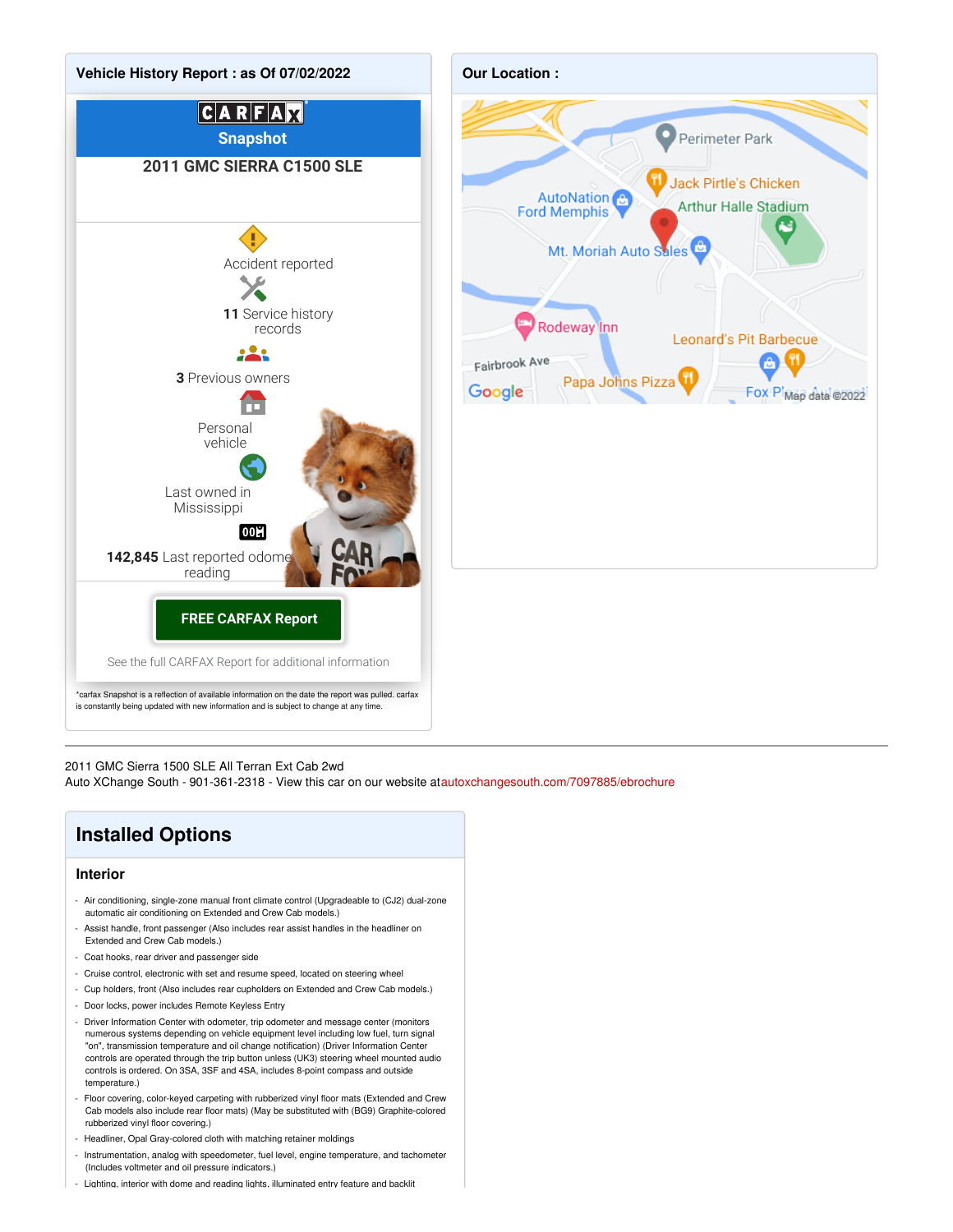## Vehicle History Report : as Of 07/02/2022

CARFAX Snapshot

**2011 GMC SIERRA C1500 SLE**

Accident reported

**11** Service history records

**3** Previous owners

Personal vehicle

Last owned in Mississippi

**142,845** Last reported odometer reading

**FREE CARFAX Report**

See the full CARFAX Report for additional information

*carfax Snapshot is a reflection of available information on the date the report was pulled. carfax is constantly being updated with new information and is subject to change at any time.

## Our Location :

Perimeter Park
Jack Pirtle's Chicken
AutoNation Ford Memphis
Arthur Halle Stadium
Mt. Moriah Auto Sales
Rodeway Inn
Leonard's Pit Barbecue
Fairbrook Ave
Papa Johns Pizza
Fox Plaza Automotive
Google
Map data ©2022

---

2011 GMC Sierra 1500 SLE All Terran Ext Cab 2wd
Auto XChange South - 901-361-2318 - View this car on our website atautoxchangesouth.com/7097885/ebrochure

# Installed Options

### Interior

- Air conditioning, single-zone manual front climate control (Upgradeable to (CJ2) dual-zone automatic air conditioning on Extended and Crew Cab models.)
- Assist handle, front passenger (Also includes rear assist handles in the headliner on Extended and Crew Cab models.)
- Coat hooks, rear driver and passenger side
- Cruise control, electronic with set and resume speed, located on steering wheel
- Cup holders, front (Also includes rear cupholders on Extended and Crew Cab models.)
- Door locks, power includes Remote Keyless Entry
- Driver Information Center with odometer, trip odometer and message center (monitors numerous systems depending on vehicle equipment level including low fuel, turn signal "on", transmission temperature and oil change notification) (Driver Information Center controls are operated through the trip button unless (UK3) steering wheel mounted audio controls is ordered. On 3SA, 3SF and 4SA, includes 8-point compass and outside temperature.)
- Floor covering, color-keyed carpeting with rubberized vinyl floor mats (Extended and Crew Cab models also include rear floor mats) (May be substituted with (BG9) Graphite-colored rubberized vinyl floor covering.)
- Headliner, Opal Gray-colored cloth with matching retainer moldings
- Instrumentation, analog with speedometer, fuel level, engine temperature, and tachometer (Includes voltmeter and oil pressure indicators.)
- Lighting, interior with dome and reading lights, illuminated entry feature and backlit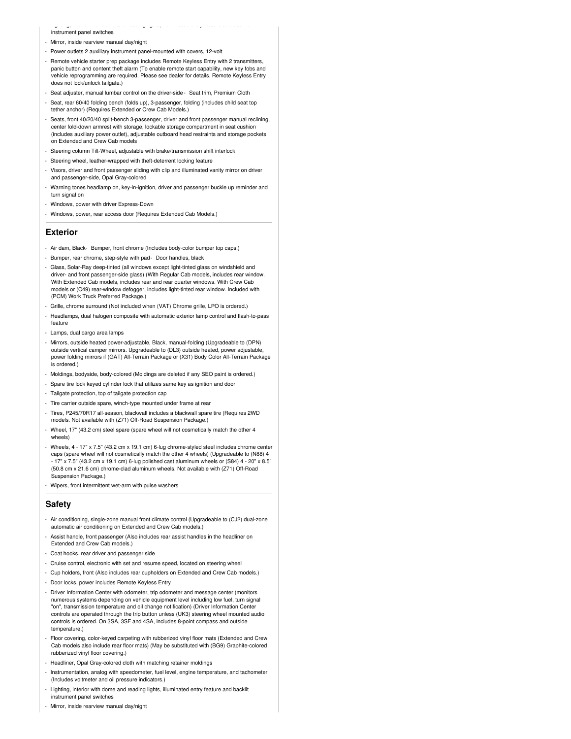instrument panel switches

- Mirror, inside rearview manual day/night
- Power outlets 2 auxiliary instrument panel-mounted with covers, 12-volt
- Remote vehicle starter prep package includes Remote Keyless Entry with 2 transmitters, panic button and content theft alarm (To enable remote start capability, new key fobs and vehicle reprogramming are required. Please see dealer for details. Remote Keyless Entry does not lock/unlock tailgate.)
- Seat adjuster, manual lumbar control on the driver-side
- Seat trim, Premium Cloth
- Seat, rear 60/40 folding bench (folds up), 3-passenger, folding (includes child seat top tether anchor) (Requires Extended or Crew Cab Models.)
- Seats, front 40/20/40 split-bench 3-passenger, driver and front passenger manual reclining, center fold-down armrest with storage, lockable storage compartment in seat cushion (includes auxiliary power outlet), adjustable outboard head restraints and storage pockets on Extended and Crew Cab models
- Steering column Tilt-Wheel, adjustable with brake/transmission shift interlock
- Steering wheel, leather-wrapped with theft-deterrent locking feature
- Visors, driver and front passenger sliding with clip and illuminated vanity mirror on driver and passenger-side, Opal Gray-colored
- Warning tones headlamp on, key-in-ignition, driver and passenger buckle up reminder and turn signal on
- Windows, power with driver Express-Down
- Windows, power, rear access door (Requires Extended Cab Models.)

## Exterior

- Air dam, Black
- Bumper, front chrome (Includes body-color bumper top caps.)
- Bumper, rear chrome, step-style with pad
- Door handles, black
- Glass, Solar-Ray deep-tinted (all windows except light-tinted glass on windshield and driver- and front passenger-side glass) (With Regular Cab models, includes rear window. With Extended Cab models, includes rear and rear quarter windows. With Crew Cab models or (C49) rear-window defogger, includes light-tinted rear window. Included with (PCM) Work Truck Preferred Package.)
- Grille, chrome surround (Not included when (VAT) Chrome grille, LPO is ordered.)
- Headlamps, dual halogen composite with automatic exterior lamp control and flash-to-pass feature
- Lamps, dual cargo area lamps
- Mirrors, outside heated power-adjustable, Black, manual-folding (Upgradeable to (DPN) outside vertical camper mirrors. Upgradeable to (DL3) outside heated, power adjustable, power folding mirrors if (GAT) All-Terrain Package or (X31) Body Color All-Terrain Package is ordered.)
- Moldings, bodyside, body-colored (Moldings are deleted if any SEO paint is ordered.)
- Spare tire lock keyed cylinder lock that utilizes same key as ignition and door
- Tailgate protection, top of tailgate protection cap
- Tire carrier outside spare, winch-type mounted under frame at rear
- Tires, P245/70R17 all-season, blackwall includes a blackwall spare tire (Requires 2WD models. Not available with (Z71) Off-Road Suspension Package.)
- Wheel, 17" (43.2 cm) steel spare (spare wheel will not cosmetically match the other 4 wheels)
- Wheels, 4 - 17" x 7.5" (43.2 cm x 19.1 cm) 6-lug chrome-styled steel includes chrome center caps (spare wheel will not cosmetically match the other 4 wheels) (Upgradeable to (N88) 4 - 17" x 7.5" (43.2 cm x 19.1 cm) 6-lug polished cast aluminum wheels or (S84) 4 - 20" x 8.5" (50.8 cm x 21.6 cm) chrome-clad aluminum wheels. Not available with (Z71) Off-Road Suspension Package.)
- Wipers, front intermittent wet-arm with pulse washers

## Safety

- Air conditioning, single-zone manual front climate control (Upgradeable to (CJ2) dual-zone automatic air conditioning on Extended and Crew Cab models.)
- Assist handle, front passenger (Also includes rear assist handles in the headliner on Extended and Crew Cab models.)
- Coat hooks, rear driver and passenger side
- Cruise control, electronic with set and resume speed, located on steering wheel
- Cup holders, front (Also includes rear cupholders on Extended and Crew Cab models.)
- Door locks, power includes Remote Keyless Entry
- Driver Information Center with odometer, trip odometer and message center (monitors numerous systems depending on vehicle equipment level including low fuel, turn signal "on", transmission temperature and oil change notification) (Driver Information Center controls are operated through the trip button unless (UK3) steering wheel mounted audio controls is ordered. On 3SA, 3SF and 4SA, includes 8-point compass and outside temperature.)
- Floor covering, color-keyed carpeting with rubberized vinyl floor mats (Extended and Crew Cab models also include rear floor mats) (May be substituted with (BG9) Graphite-colored rubberized vinyl floor covering.)
- Headliner, Opal Gray-colored cloth with matching retainer moldings
- Instrumentation, analog with speedometer, fuel level, engine temperature, and tachometer (Includes voltmeter and oil pressure indicators.)
- Lighting, interior with dome and reading lights, illuminated entry feature and backlit instrument panel switches
- Mirror, inside rearview manual day/night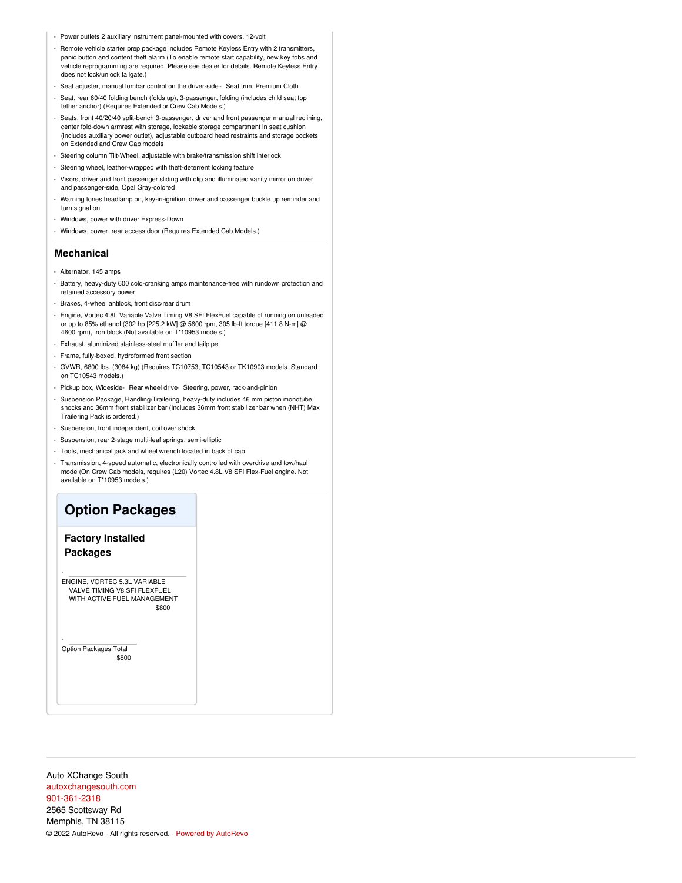- Power outlets 2 auxiliary instrument panel-mounted with covers, 12-volt
- Remote vehicle starter prep package includes Remote Keyless Entry with 2 transmitters, panic button and content theft alarm (To enable remote start capability, new key fobs and vehicle reprogramming are required. Please see dealer for details. Remote Keyless Entry does not lock/unlock tailgate.)
- Seat adjuster, manual lumbar control on the driver-side
- Seat trim, Premium Cloth
- Seat, rear 60/40 folding bench (folds up), 3-passenger, folding (includes child seat top tether anchor) (Requires Extended or Crew Cab Models.)
- Seats, front 40/20/40 split-bench 3-passenger, driver and front passenger manual reclining, center fold-down armrest with storage, lockable storage compartment in seat cushion (includes auxiliary power outlet), adjustable outboard head restraints and storage pockets on Extended and Crew Cab models
- Steering column Tilt-Wheel, adjustable with brake/transmission shift interlock
- Steering wheel, leather-wrapped with theft-deterrent locking feature
- Visors, driver and front passenger sliding with clip and illuminated vanity mirror on driver and passenger-side, Opal Gray-colored
- Warning tones headlamp on, key-in-ignition, driver and passenger buckle up reminder and turn signal on
- Windows, power with driver Express-Down
- Windows, power, rear access door (Requires Extended Cab Models.)

## Mechanical

- Alternator, 145 amps
- Battery, heavy-duty 600 cold-cranking amps maintenance-free with rundown protection and retained accessory power
- Brakes, 4-wheel antilock, front disc/rear drum
- Engine, Vortec 4.8L Variable Valve Timing V8 SFI FlexFuel capable of running on unleaded or up to 85% ethanol (302 hp [225.2 kW] @ 5600 rpm, 305 lb-ft torque [411.8 N-m] @ 4600 rpm), iron block (Not available on T*10953 models.)
- Exhaust, aluminized stainless-steel muffler and tailpipe
- Frame, fully-boxed, hydroformed front section
- GVWR, 6800 lbs. (3084 kg) (Requires TC10753, TC10543 or TK10903 models. Standard on TC10543 models.)
- Pickup box, Wideside
- Rear wheel drive
- Steering, power, rack-and-pinion
- Suspension Package, Handling/Trailering, heavy-duty includes 46 mm piston monotube shocks and 36mm front stabilizer bar (Includes 36mm front stabilizer bar when (NHT) Max Trailering Pack is ordered.)
- Suspension, front independent, coil over shock
- Suspension, rear 2-stage multi-leaf springs, semi-elliptic
- Tools, mechanical jack and wheel wrench located in back of cab
- Transmission, 4-speed automatic, electronically controlled with overdrive and tow/haul mode (On Crew Cab models, requires (L20) Vortec 4.8L V8 SFI Flex-Fuel engine. Not available on T*10953 models.)

# Option Packages

### Factory Installed Packages

- ENGINE, VORTEC 5.3L VARIABLE VALVE TIMING V8 SFI FLEXFUEL WITH ACTIVE FUEL MANAGEMENT $800

- Option Packages Total $800

Auto XChange South
autoxchangesouth.com
901-361-2318
2565 Scottsway Rd
Memphis, TN 38115
© 2022 AutoRevo - All rights reserved. - Powered by AutoRevo